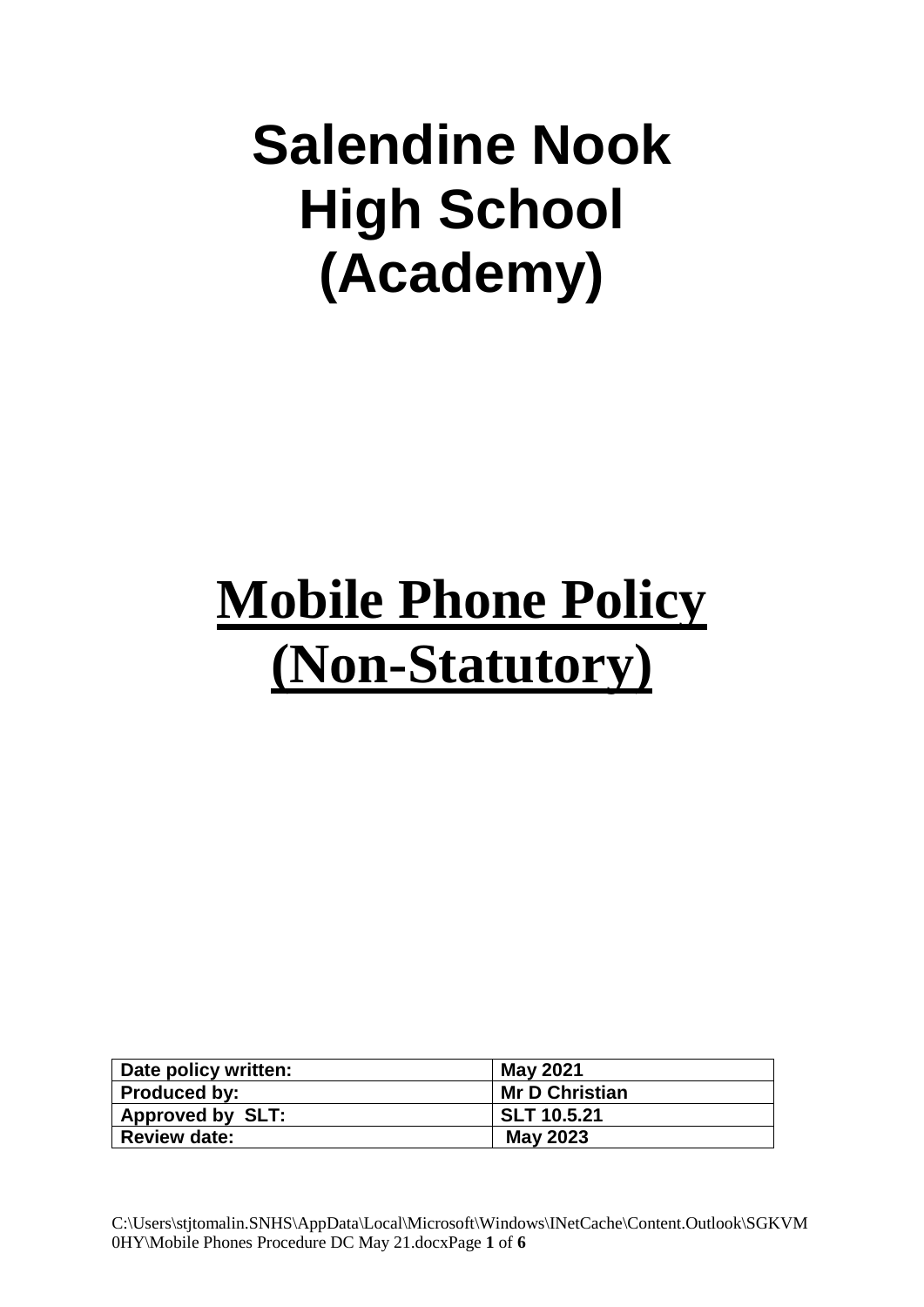# Salendine Nook High School (Academy)

# Mobile Phone Policy (Non-Statutory)

| Date policy written: | May 2021 |
|---|---|
| Produced by: | Mr D Christian |
| Approved by SLT: | SLT 10.5.21 |
| Review date: | May 2023 |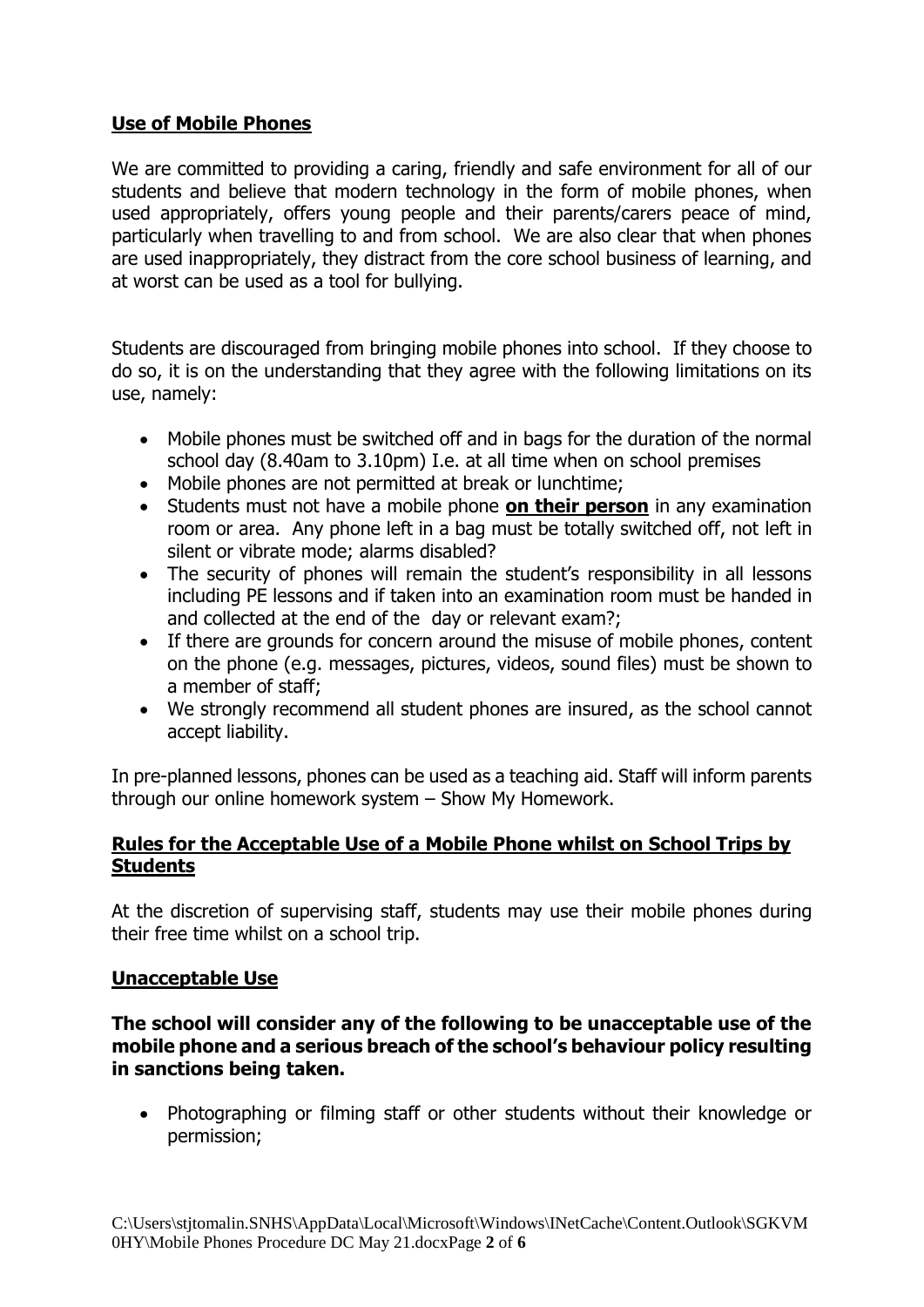## Use of Mobile Phones

We are committed to providing a caring, friendly and safe environment for all of our students and believe that modern technology in the form of mobile phones, when used appropriately, offers young people and their parents/carers peace of mind, particularly when travelling to and from school. We are also clear that when phones are used inappropriately, they distract from the core school business of learning, and at worst can be used as a tool for bullying.

Students are discouraged from bringing mobile phones into school. If they choose to do so, it is on the understanding that they agree with the following limitations on its use, namely:

- Mobile phones must be switched off and in bags for the duration of the normal school day (8.40am to 3.10pm) I.e. at all time when on school premises
- Mobile phones are not permitted at break or lunchtime;
- Students must not have a mobile phone **on their person** in any examination room or area. Any phone left in a bag must be totally switched off, not left in silent or vibrate mode; alarms disabled?
- The security of phones will remain the student's responsibility in all lessons including PE lessons and if taken into an examination room must be handed in and collected at the end of the day or relevant exam?;
- If there are grounds for concern around the misuse of mobile phones, content on the phone (e.g. messages, pictures, videos, sound files) must be shown to a member of staff;
- We strongly recommend all student phones are insured, as the school cannot accept liability.

In pre-planned lessons, phones can be used as a teaching aid. Staff will inform parents through our online homework system – Show My Homework.

## Rules for the Acceptable Use of a Mobile Phone whilst on School Trips by Students

At the discretion of supervising staff, students may use their mobile phones during their free time whilst on a school trip.

## Unacceptable Use

**The school will consider any of the following to be unacceptable use of the mobile phone and a serious breach of the school's behaviour policy resulting in sanctions being taken.**

- Photographing or filming staff or other students without their knowledge or permission;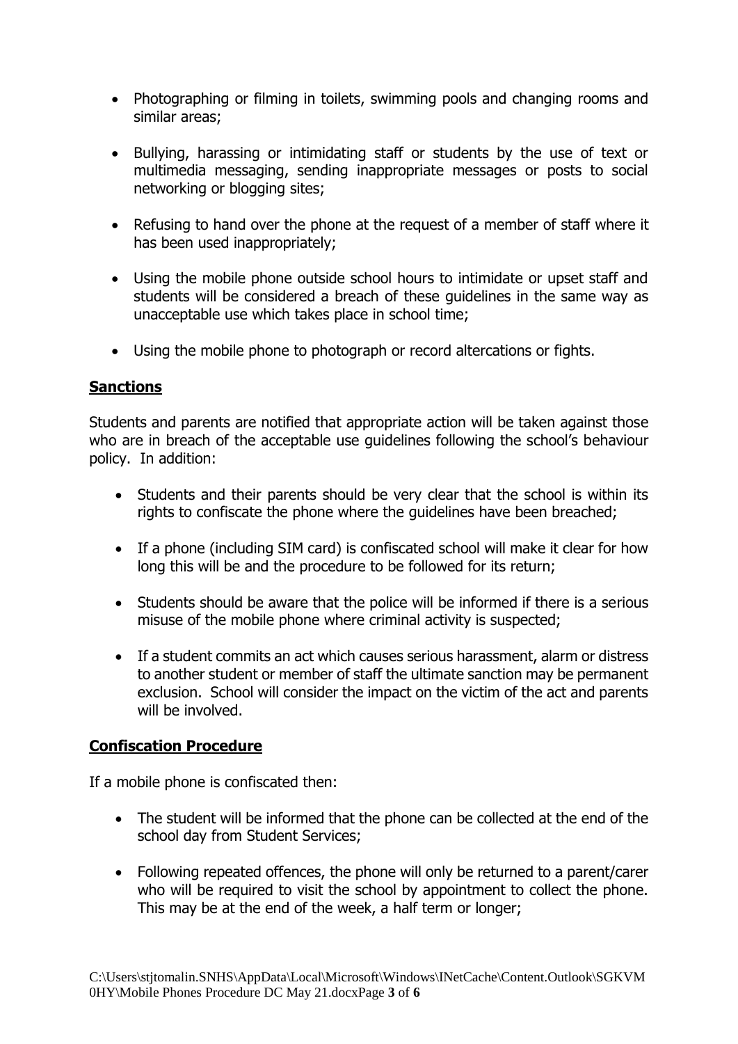- Photographing or filming in toilets, swimming pools and changing rooms and similar areas;

- Bullying, harassing or intimidating staff or students by the use of text or multimedia messaging, sending inappropriate messages or posts to social networking or blogging sites;

- Refusing to hand over the phone at the request of a member of staff where it has been used inappropriately;

- Using the mobile phone outside school hours to intimidate or upset staff and students will be considered a breach of these guidelines in the same way as unacceptable use which takes place in school time;

- Using the mobile phone to photograph or record altercations or fights.

## **Sanctions**

Students and parents are notified that appropriate action will be taken against those who are in breach of the acceptable use guidelines following the school's behaviour policy. In addition:

- Students and their parents should be very clear that the school is within its rights to confiscate the phone where the guidelines have been breached;

- If a phone (including SIM card) is confiscated school will make it clear for how long this will be and the procedure to be followed for its return;

- Students should be aware that the police will be informed if there is a serious misuse of the mobile phone where criminal activity is suspected;

- If a student commits an act which causes serious harassment, alarm or distress to another student or member of staff the ultimate sanction may be permanent exclusion. School will consider the impact on the victim of the act and parents will be involved.

## **Confiscation Procedure**

If a mobile phone is confiscated then:

- The student will be informed that the phone can be collected at the end of the school day from Student Services;

- Following repeated offences, the phone will only be returned to a parent/carer who will be required to visit the school by appointment to collect the phone. This may be at the end of the week, a half term or longer;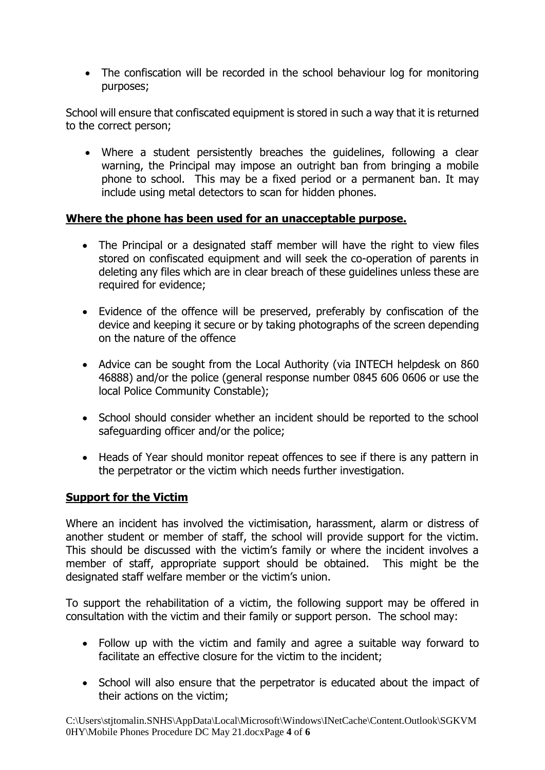- The confiscation will be recorded in the school behaviour log for monitoring purposes;

School will ensure that confiscated equipment is stored in such a way that it is returned to the correct person;

- Where a student persistently breaches the guidelines, following a clear warning, the Principal may impose an outright ban from bringing a mobile phone to school. This may be a fixed period or a permanent ban. It may include using metal detectors to scan for hidden phones.

**Where the phone has been used for an unacceptable purpose.**

- The Principal or a designated staff member will have the right to view files stored on confiscated equipment and will seek the co-operation of parents in deleting any files which are in clear breach of these guidelines unless these are required for evidence;

- Evidence of the offence will be preserved, preferably by confiscation of the device and keeping it secure or by taking photographs of the screen depending on the nature of the offence

- Advice can be sought from the Local Authority (via INTECH helpdesk on 860 46888) and/or the police (general response number 0845 606 0606 or use the local Police Community Constable);

- School should consider whether an incident should be reported to the school safeguarding officer and/or the police;

- Heads of Year should monitor repeat offences to see if there is any pattern in the perpetrator or the victim which needs further investigation.

**Support for the Victim**

Where an incident has involved the victimisation, harassment, alarm or distress of another student or member of staff, the school will provide support for the victim. This should be discussed with the victim's family or where the incident involves a member of staff, appropriate support should be obtained. This might be the designated staff welfare member or the victim's union.

To support the rehabilitation of a victim, the following support may be offered in consultation with the victim and their family or support person. The school may:

- Follow up with the victim and family and agree a suitable way forward to facilitate an effective closure for the victim to the incident;

- School will also ensure that the perpetrator is educated about the impact of their actions on the victim;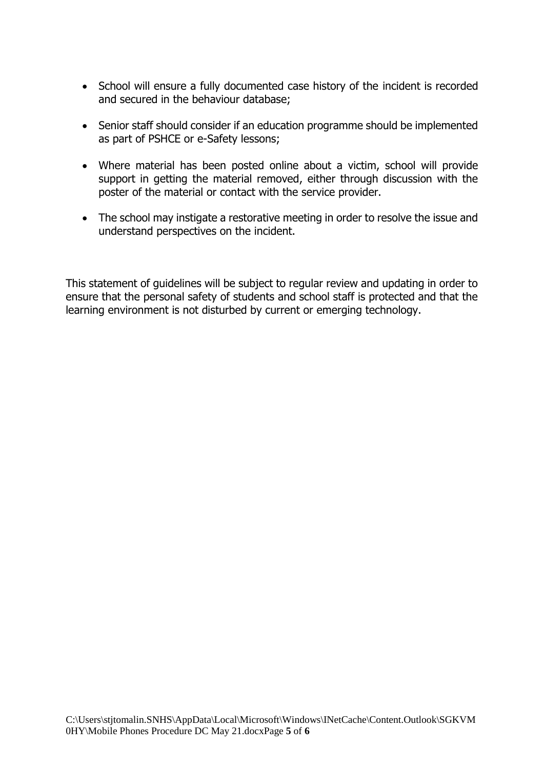- School will ensure a fully documented case history of the incident is recorded and secured in the behaviour database;

- Senior staff should consider if an education programme should be implemented as part of PSHCE or e-Safety lessons;

- Where material has been posted online about a victim, school will provide support in getting the material removed, either through discussion with the poster of the material or contact with the service provider.

- The school may instigate a restorative meeting in order to resolve the issue and understand perspectives on the incident.

This statement of guidelines will be subject to regular review and updating in order to ensure that the personal safety of students and school staff is protected and that the learning environment is not disturbed by current or emerging technology.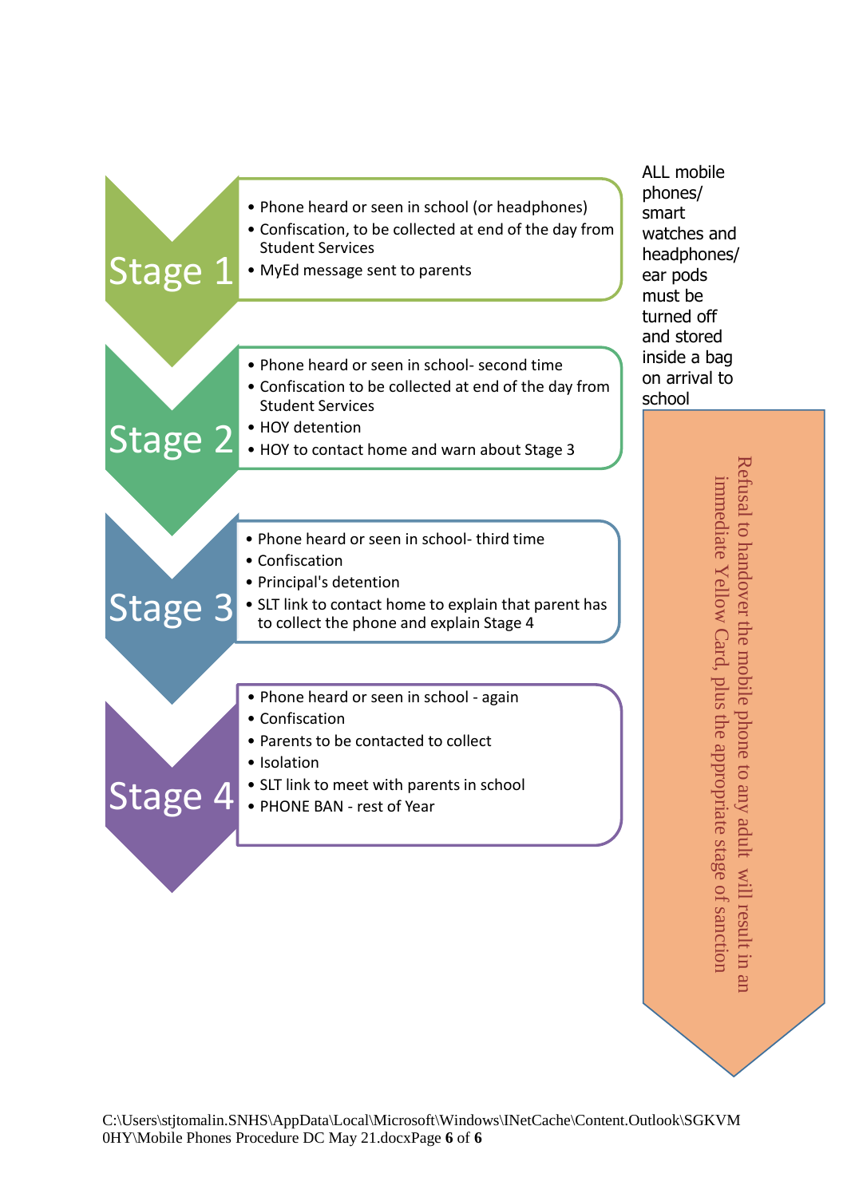## Stage 1

- Phone heard or seen in school (or headphones)
- Confiscation, to be collected at end of the day from Student Services
- MyEd message sent to parents

## Stage 2

- Phone heard or seen in school- second time
- Confiscation to be collected at end of the day from Student Services
- HOY detention
- HOY to contact home and warn about Stage 3

## Stage 3

- Phone heard or seen in school- third time
- Confiscation
- Principal's detention
- SLT link to contact home to explain that parent has to collect the phone and explain Stage 4

## Stage 4

- Phone heard or seen in school - again
- Confiscation
- Parents to be contacted to collect
- Isolation
- SLT link to meet with parents in school
- PHONE BAN - rest of Year

ALL mobile phones/ smart watches and headphones/ ear pods must be turned off and stored inside a bag on arrival to school

Refusal to handover the mobile phone to any adult will result in an immediate Yellow Card, plus the appropriate stage of sanction

C:\Users\stjtomalin.SNHS\AppData\Local\Microsoft\Windows\INetCache\Content.Outlook\SGKVM0HY\Mobile Phones Procedure DC May 21.docx